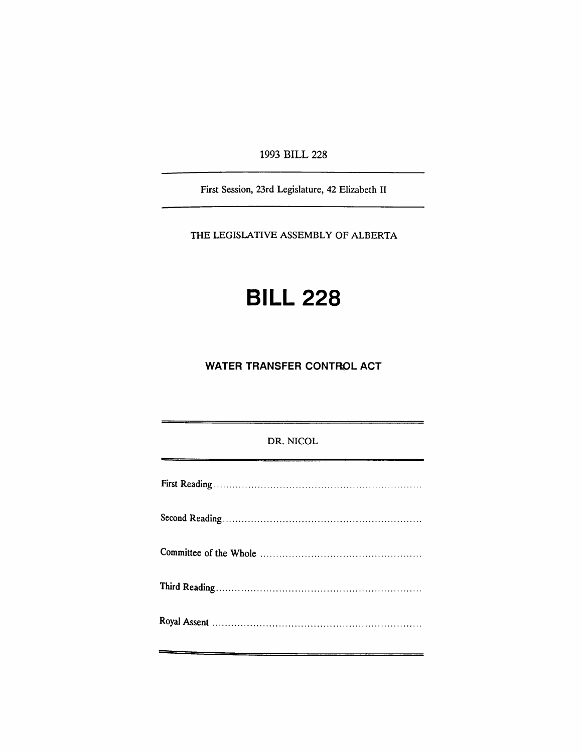1993 BILL 228

---

First Session, 23rd Legislature, 42 Elizabeth II

---

THE LEGISLATIVE ASSEMBLY OF ALBERTA

# BILL 228

## WATER TRANSFER CONTROL ACT

---

DR. NICOL

---

First Reading ..................................................................

Second Reading ..............................................................

Committee of the Whole ...................................................

Third Reading .................................................................

Royal Assent ..................................................................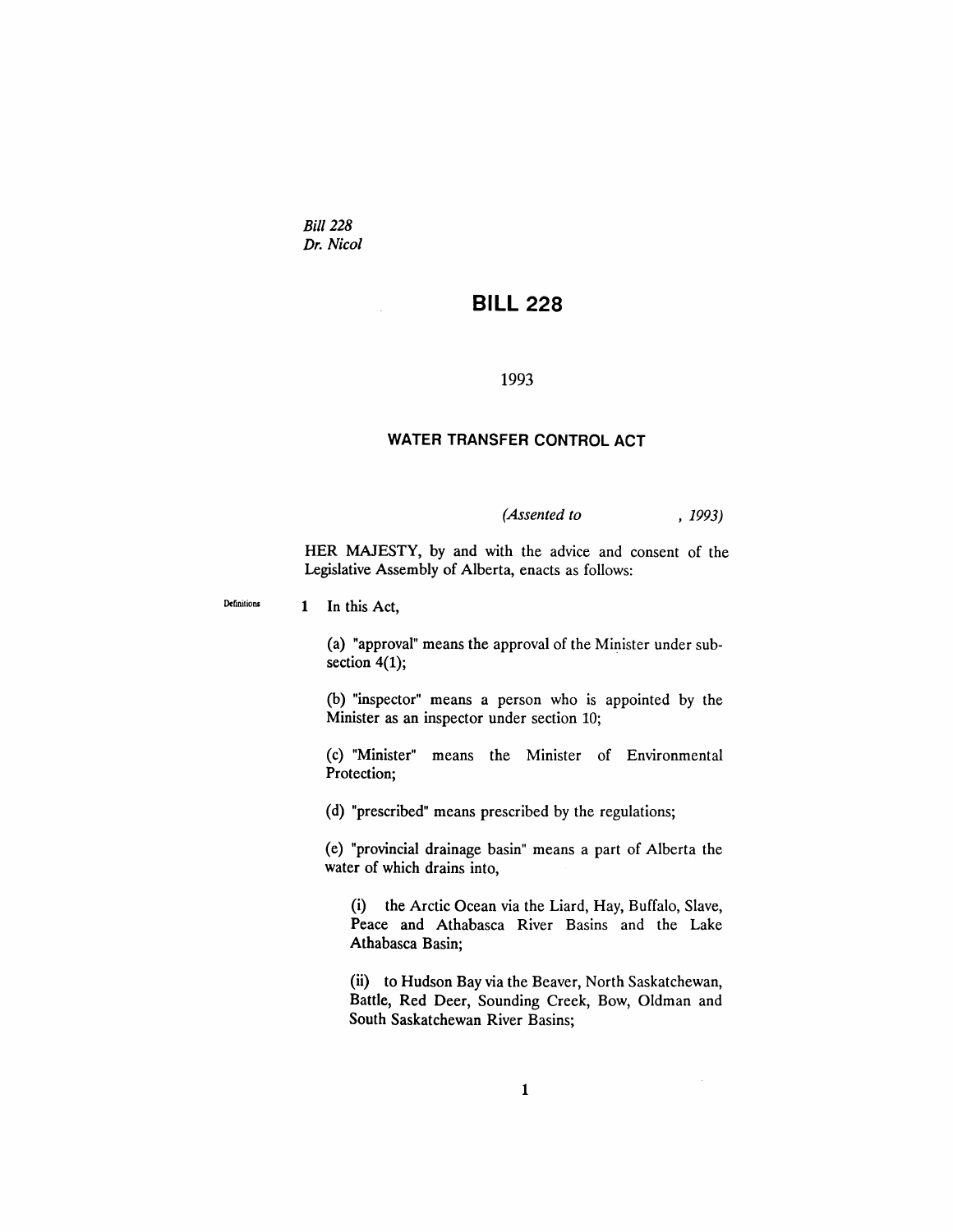*Bill 228*
*Dr. Nicol*

# BILL 228

1993

## WATER TRANSFER CONTROL ACT

*(Assented to , 1993)*

HER MAJESTY, by and with the advice and consent of the Legislative Assembly of Alberta, enacts as follows:

Definitions

**1** In this Act,

(a) "approval" means the approval of the Minister under subsection 4(1);

(b) "inspector" means a person who is appointed by the Minister as an inspector under section 10;

(c) "Minister" means the Minister of Environmental Protection;

(d) "prescribed" means prescribed by the regulations;

(e) "provincial drainage basin" means a part of Alberta the water of which drains into,

(i) the Arctic Ocean via the Liard, Hay, Buffalo, Slave, Peace and Athabasca River Basins and the Lake Athabasca Basin;

(ii) to Hudson Bay via the Beaver, North Saskatchewan, Battle, Red Deer, Sounding Creek, Bow, Oldman and South Saskatchewan River Basins;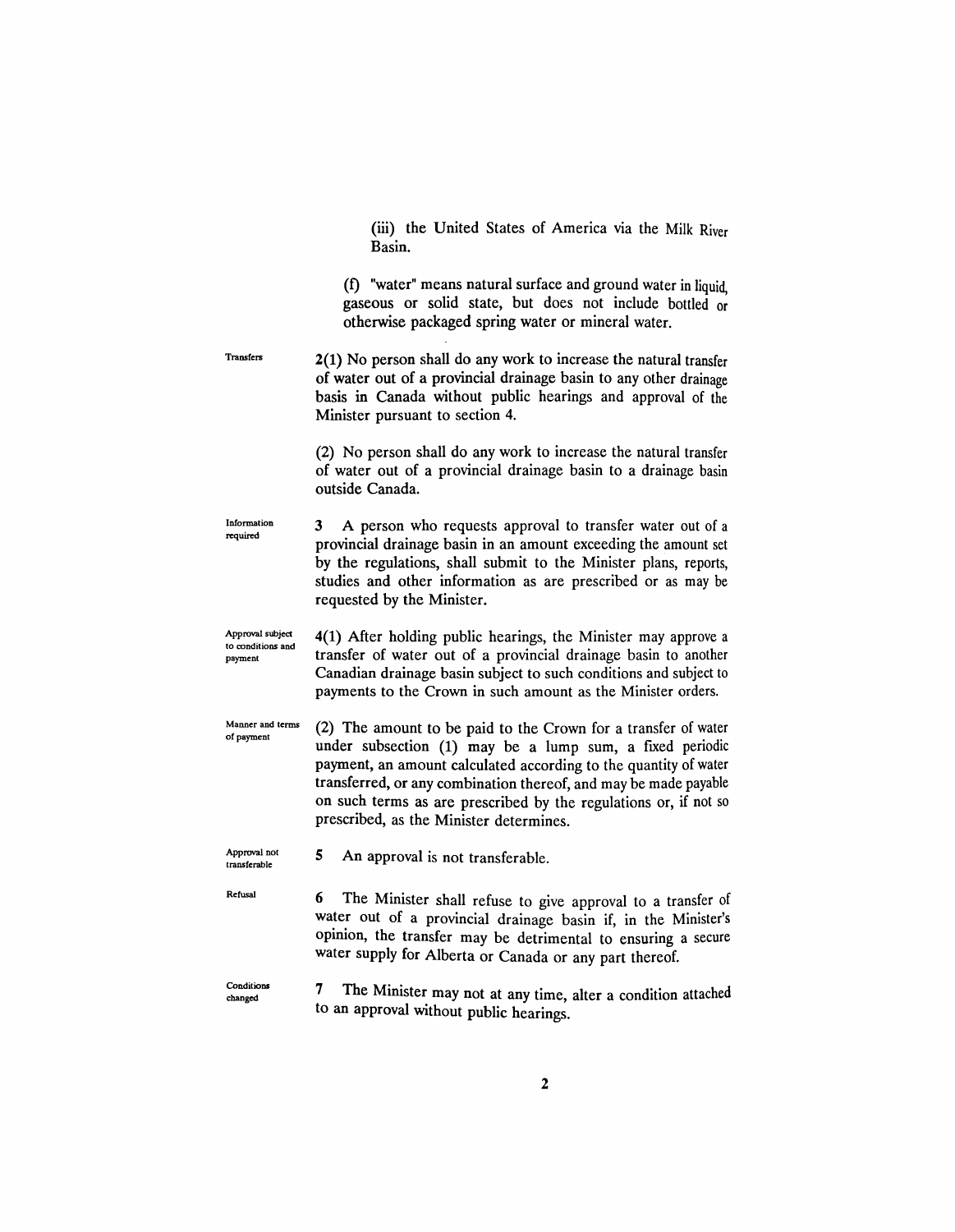(iii) the United States of America via the Milk River Basin.

(f) "water" means natural surface and ground water in liquid, gaseous or solid state, but does not include bottled or otherwise packaged spring water or mineral water.

Transfers

**2**(1) No person shall do any work to increase the natural transfer of water out of a provincial drainage basin to any other drainage basis in Canada without public hearings and approval of the Minister pursuant to section 4.

(2) No person shall do any work to increase the natural transfer of water out of a provincial drainage basin to a drainage basin outside Canada.

Information required

**3** A person who requests approval to transfer water out of a provincial drainage basin in an amount exceeding the amount set by the regulations, shall submit to the Minister plans, reports, studies and other information as are prescribed or as may be requested by the Minister.

Approval subject to conditions and payment

**4**(1) After holding public hearings, the Minister may approve a transfer of water out of a provincial drainage basin to another Canadian drainage basin subject to such conditions and subject to payments to the Crown in such amount as the Minister orders.

Manner and terms of payment

(2) The amount to be paid to the Crown for a transfer of water under subsection (1) may be a lump sum, a fixed periodic payment, an amount calculated according to the quantity of water transferred, or any combination thereof, and may be made payable on such terms as are prescribed by the regulations or, if not so prescribed, as the Minister determines.

Approval not transferable

**5** An approval is not transferable.

Refusal

**6** The Minister shall refuse to give approval to a transfer of water out of a provincial drainage basin if, in the Minister's opinion, the transfer may be detrimental to ensuring a secure water supply for Alberta or Canada or any part thereof.

Conditions changed

**7** The Minister may not at any time, alter a condition attached to an approval without public hearings.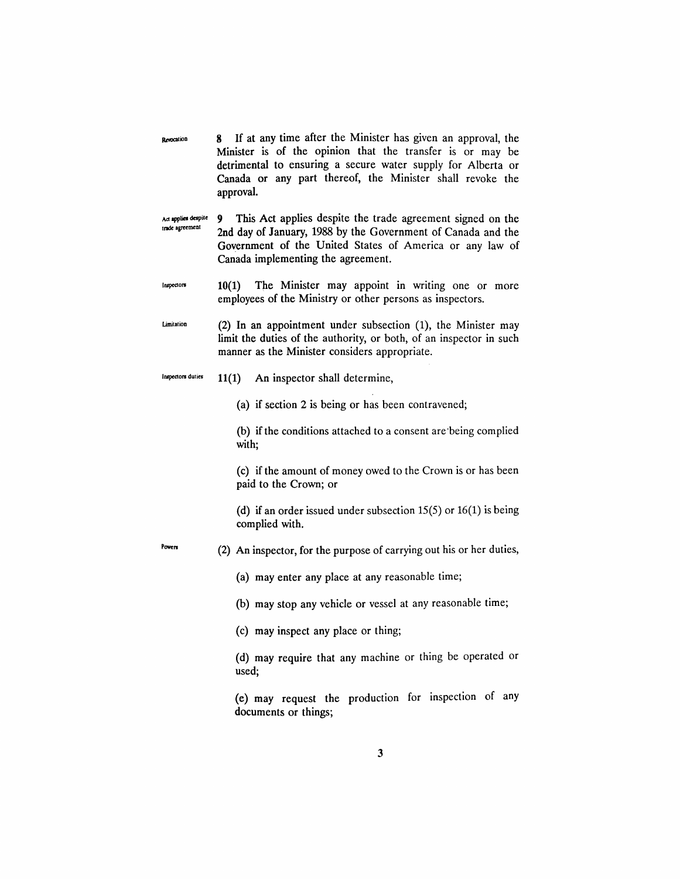Revocation

**8** If at any time after the Minister has given an approval, the Minister is of the opinion that the transfer is or may be detrimental to ensuring a secure water supply for Alberta or Canada or any part thereof, the Minister shall revoke the approval.

Act applies despite trade agreement

**9** This Act applies despite the trade agreement signed on the 2nd day of January, 1988 by the Government of Canada and the Government of the United States of America or any law of Canada implementing the agreement.

Inspectors

**10(1)** The Minister may appoint in writing one or more employees of the Ministry or other persons as inspectors.

Limitation

(2) In an appointment under subsection (1), the Minister may limit the duties of the authority, or both, of an inspector in such manner as the Minister considers appropriate.

Inspectors duties

**11(1)** An inspector shall determine,

(a) if section 2 is being or has been contravened;

(b) if the conditions attached to a consent are being complied with;

(c) if the amount of money owed to the Crown is or has been paid to the Crown; or

(d) if an order issued under subsection 15(5) or 16(1) is being complied with.

Powers

(2) An inspector, for the purpose of carrying out his or her duties,

(a) may enter any place at any reasonable time;

(b) may stop any vehicle or vessel at any reasonable time;

(c) may inspect any place or thing;

(d) may require that any machine or thing be operated or used;

(e) may request the production for inspection of any documents or things;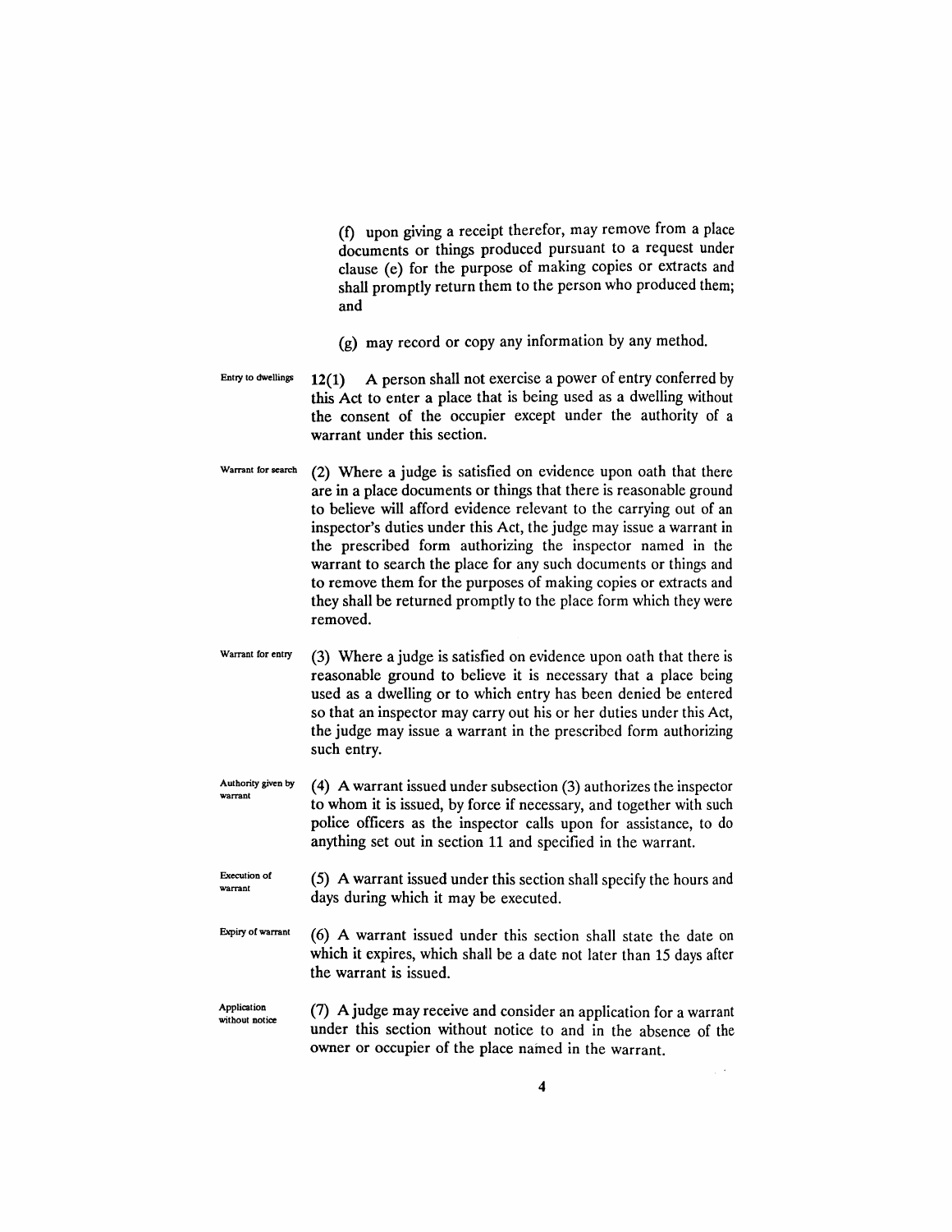(f) upon giving a receipt therefor, may remove from a place documents or things produced pursuant to a request under clause (e) for the purpose of making copies or extracts and shall promptly return them to the person who produced them; and

(g) may record or copy any information by any method.

Entry to dwellings

**12(1)** A person shall not exercise a power of entry conferred by this Act to enter a place that is being used as a dwelling without the consent of the occupier except under the authority of a warrant under this section.

Warrant for search

(2) Where a judge is satisfied on evidence upon oath that there are in a place documents or things that there is reasonable ground to believe will afford evidence relevant to the carrying out of an inspector's duties under this Act, the judge may issue a warrant in the prescribed form authorizing the inspector named in the warrant to search the place for any such documents or things and to remove them for the purposes of making copies or extracts and they shall be returned promptly to the place form which they were removed.

Warrant for entry

(3) Where a judge is satisfied on evidence upon oath that there is reasonable ground to believe it is necessary that a place being used as a dwelling or to which entry has been denied be entered so that an inspector may carry out his or her duties under this Act, the judge may issue a warrant in the prescribed form authorizing such entry.

Authority given by warrant

(4) A warrant issued under subsection (3) authorizes the inspector to whom it is issued, by force if necessary, and together with such police officers as the inspector calls upon for assistance, to do anything set out in section 11 and specified in the warrant.

Execution of warrant

(5) A warrant issued under this section shall specify the hours and days during which it may be executed.

Expiry of warrant

(6) A warrant issued under this section shall state the date on which it expires, which shall be a date not later than 15 days after the warrant is issued.

Application without notice

(7) A judge may receive and consider an application for a warrant under this section without notice to and in the absence of the owner or occupier of the place named in the warrant.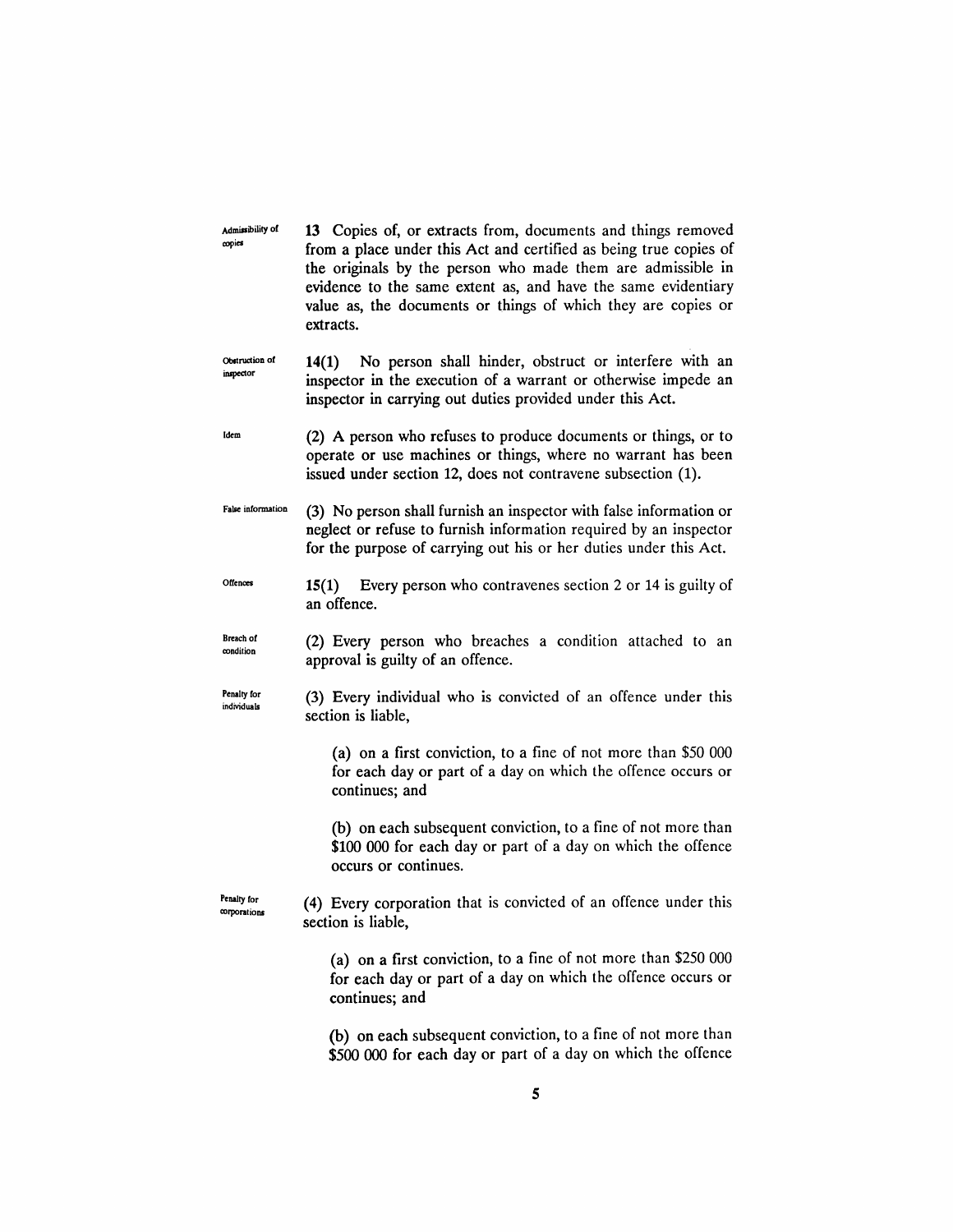**Admissibility of copies**

13 Copies of, or extracts from, documents and things removed from a place under this Act and certified as being true copies of the originals by the person who made them are admissible in evidence to the same extent as, and have the same evidentiary value as, the documents or things of which they are copies or extracts.

**Obstruction of inspector**

14(1) No person shall hinder, obstruct or interfere with an inspector in the execution of a warrant or otherwise impede an inspector in carrying out duties provided under this Act.

**Idem**

(2) A person who refuses to produce documents or things, or to operate or use machines or things, where no warrant has been issued under section 12, does not contravene subsection (1).

**False information**

(3) No person shall furnish an inspector with false information or neglect or refuse to furnish information required by an inspector for the purpose of carrying out his or her duties under this Act.

**Offences**

15(1) Every person who contravenes section 2 or 14 is guilty of an offence.

**Breach of condition**

(2) Every person who breaches a condition attached to an approval is guilty of an offence.

**Penalty for individuals**

(3) Every individual who is convicted of an offence under this section is liable,

(a) on a first conviction, to a fine of not more than $50 000 for each day or part of a day on which the offence occurs or continues; and

(b) on each subsequent conviction, to a fine of not more than $100 000 for each day or part of a day on which the offence occurs or continues.

**Penalty for corporations**

(4) Every corporation that is convicted of an offence under this section is liable,

(a) on a first conviction, to a fine of not more than $250 000 for each day or part of a day on which the offence occurs or continues; and

(b) on each subsequent conviction, to a fine of not more than $500 000 for each day or part of a day on which the offence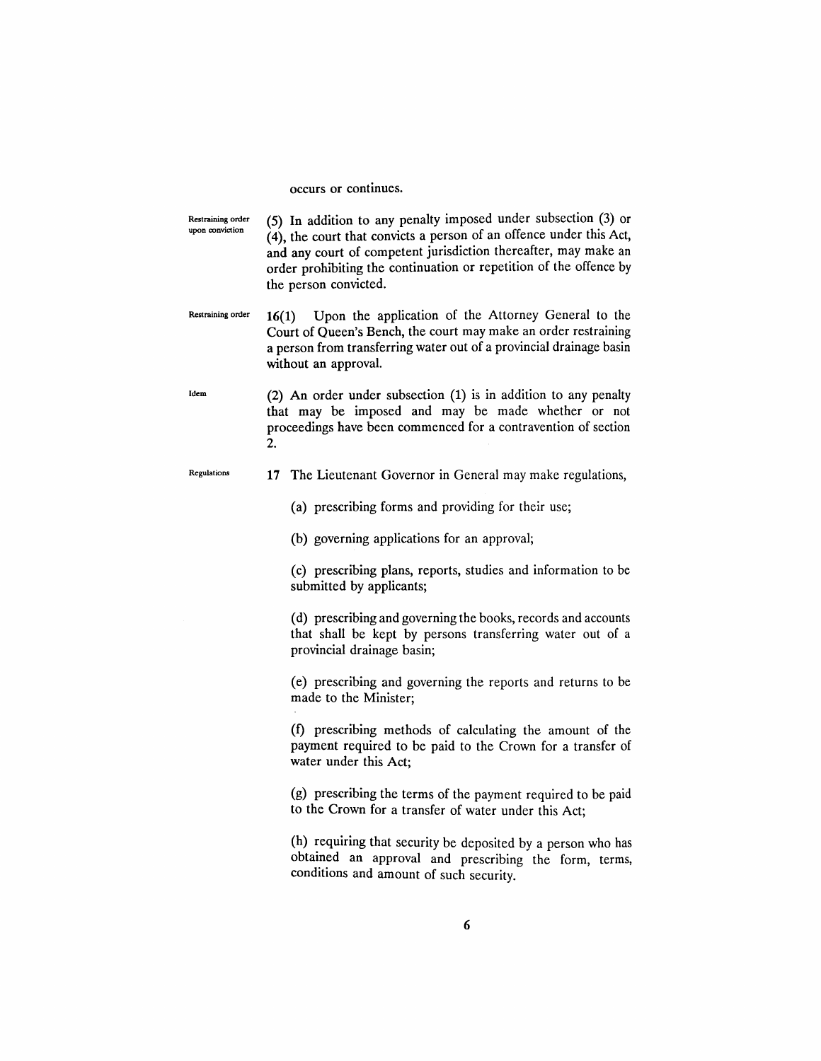occurs or continues.

Restraining order upon conviction

(5) In addition to any penalty imposed under subsection (3) or (4), the court that convicts a person of an offence under this Act, and any court of competent jurisdiction thereafter, may make an order prohibiting the continuation or repetition of the offence by the person convicted.

Restraining order

**16**(1) Upon the application of the Attorney General to the Court of Queen's Bench, the court may make an order restraining a person from transferring water out of a provincial drainage basin without an approval.

Idem

(2) An order under subsection (1) is in addition to any penalty that may be imposed and may be made whether or not proceedings have been commenced for a contravention of section 2.

Regulations

**17** The Lieutenant Governor in General may make regulations,

(a) prescribing forms and providing for their use;

(b) governing applications for an approval;

(c) prescribing plans, reports, studies and information to be submitted by applicants;

(d) prescribing and governing the books, records and accounts that shall be kept by persons transferring water out of a provincial drainage basin;

(e) prescribing and governing the reports and returns to be made to the Minister;

(f) prescribing methods of calculating the amount of the payment required to be paid to the Crown for a transfer of water under this Act;

(g) prescribing the terms of the payment required to be paid to the Crown for a transfer of water under this Act;

(h) requiring that security be deposited by a person who has obtained an approval and prescribing the form, terms, conditions and amount of such security.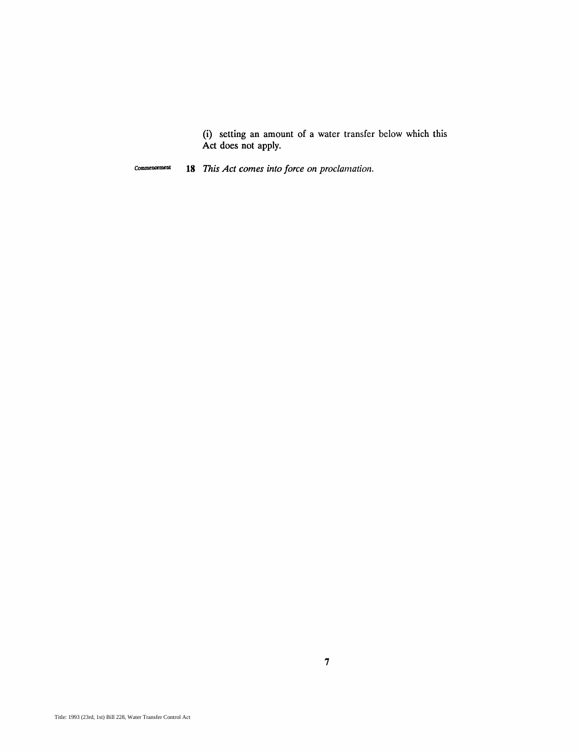(i) setting an amount of a water transfer below which this Act does not apply.

Commencement **18** *This Act comes into force on proclamation.*

Title: 1993 (23rd, 1st) Bill 228, Water Transfer Control Act